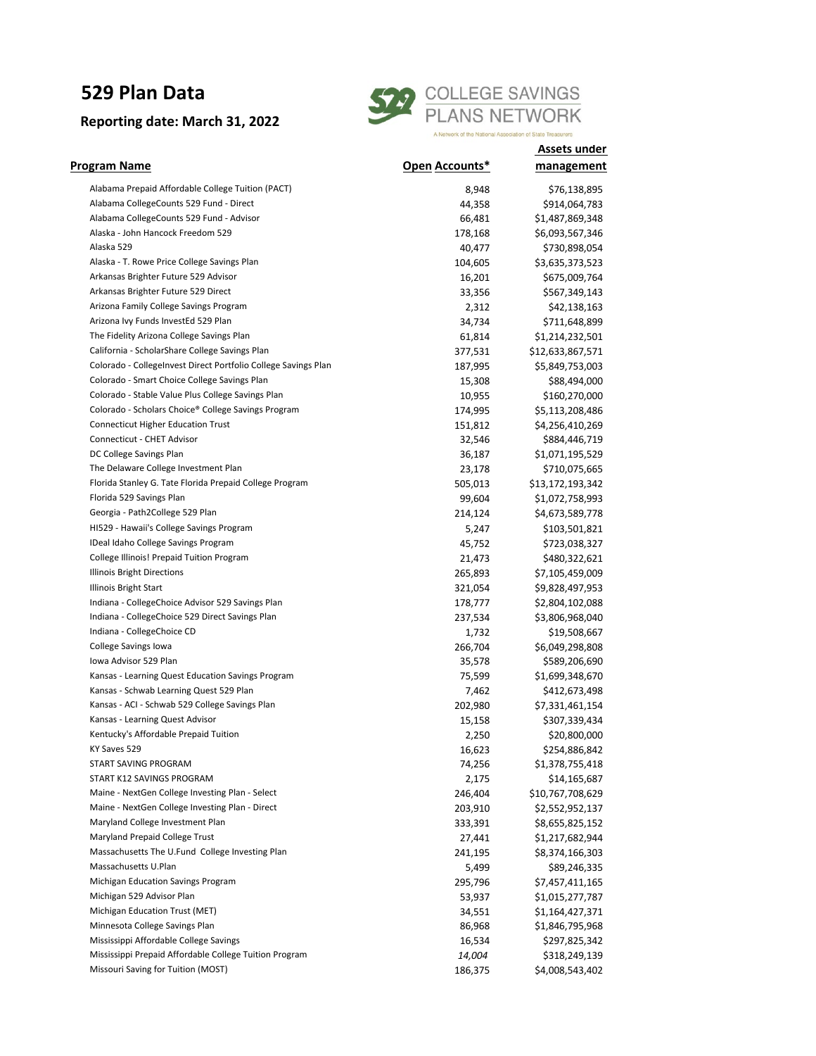# 529 Plan Data

## Reporting date: March 31, 2022

COLLEGE SAVINGS PLANS NETWORK

A Network of the National Association of State Treasurers

| Program Name | Open Accounts* | Assets under management |
|---|---|---|
| Alabama Prepaid Affordable College Tuition (PACT) | 8,948 | $76,138,895 |
| Alabama CollegeCounts 529 Fund - Direct | 44,358 | $914,064,783 |
| Alabama CollegeCounts 529 Fund - Advisor | 66,481 | $1,487,869,348 |
| Alaska - John Hancock Freedom 529 | 178,168 | $6,093,567,346 |
| Alaska 529 | 40,477 | $730,898,054 |
| Alaska - T. Rowe Price College Savings Plan | 104,605 | $3,635,373,523 |
| Arkansas Brighter Future 529 Advisor | 16,201 | $675,009,764 |
| Arkansas Brighter Future 529 Direct | 33,356 | $567,349,143 |
| Arizona Family College Savings Program | 2,312 | $42,138,163 |
| Arizona Ivy Funds InvestEd 529 Plan | 34,734 | $711,648,899 |
| The Fidelity Arizona College Savings Plan | 61,814 | $1,214,232,501 |
| California - ScholarShare College Savings Plan | 377,531 | $12,633,867,571 |
| Colorado - CollegeInvest Direct Portfolio College Savings Plan | 187,995 | $5,849,753,003 |
| Colorado - Smart Choice College Savings Plan | 15,308 | $88,494,000 |
| Colorado - Stable Value Plus College Savings Plan | 10,955 | $160,270,000 |
| Colorado - Scholars Choice® College Savings Program | 174,995 | $5,113,208,486 |
| Connecticut Higher Education Trust | 151,812 | $4,256,410,269 |
| Connecticut - CHET Advisor | 32,546 | $884,446,719 |
| DC College Savings Plan | 36,187 | $1,071,195,529 |
| The Delaware College Investment Plan | 23,178 | $710,075,665 |
| Florida Stanley G. Tate Florida Prepaid College Program | 505,013 | $13,172,193,342 |
| Florida 529 Savings Plan | 99,604 | $1,072,758,993 |
| Georgia - Path2College 529 Plan | 214,124 | $4,673,589,778 |
| HI529 - Hawaii's College Savings Program | 5,247 | $103,501,821 |
| IDeal Idaho College Savings Program | 45,752 | $723,038,327 |
| College Illinois! Prepaid Tuition Program | 21,473 | $480,322,621 |
| Illinois Bright Directions | 265,893 | $7,105,459,009 |
| Illinois Bright Start | 321,054 | $9,828,497,953 |
| Indiana - CollegeChoice Advisor 529 Savings Plan | 178,777 | $2,804,102,088 |
| Indiana - CollegeChoice 529 Direct Savings Plan | 237,534 | $3,806,968,040 |
| Indiana - CollegeChoice CD | 1,732 | $19,508,667 |
| College Savings Iowa | 266,704 | $6,049,298,808 |
| Iowa Advisor 529 Plan | 35,578 | $589,206,690 |
| Kansas - Learning Quest Education Savings Program | 75,599 | $1,699,348,670 |
| Kansas - Schwab Learning Quest 529 Plan | 7,462 | $412,673,498 |
| Kansas - ACI - Schwab 529 College Savings Plan | 202,980 | $7,331,461,154 |
| Kansas - Learning Quest Advisor | 15,158 | $307,339,434 |
| Kentucky's Affordable Prepaid Tuition | 2,250 | $20,800,000 |
| KY Saves 529 | 16,623 | $254,886,842 |
| START SAVING PROGRAM | 74,256 | $1,378,755,418 |
| START K12 SAVINGS PROGRAM | 2,175 | $14,165,687 |
| Maine - NextGen College Investing Plan - Select | 246,404 | $10,767,708,629 |
| Maine - NextGen College Investing Plan - Direct | 203,910 | $2,552,952,137 |
| Maryland College Investment Plan | 333,391 | $8,655,825,152 |
| Maryland Prepaid College Trust | 27,441 | $1,217,682,944 |
| Massachusetts The U.Fund College Investing Plan | 241,195 | $8,374,166,303 |
| Massachusetts U.Plan | 5,499 | $89,246,335 |
| Michigan Education Savings Program | 295,796 | $7,457,411,165 |
| Michigan 529 Advisor Plan | 53,937 | $1,015,277,787 |
| Michigan Education Trust (MET) | 34,551 | $1,164,427,371 |
| Minnesota College Savings Plan | 86,968 | $1,846,795,968 |
| Mississippi Affordable College Savings | 16,534 | $297,825,342 |
| Mississippi Prepaid Affordable College Tuition Program | *14,004* | $318,249,139 |
| Missouri Saving for Tuition (MOST) | 186,375 | $4,008,543,402 |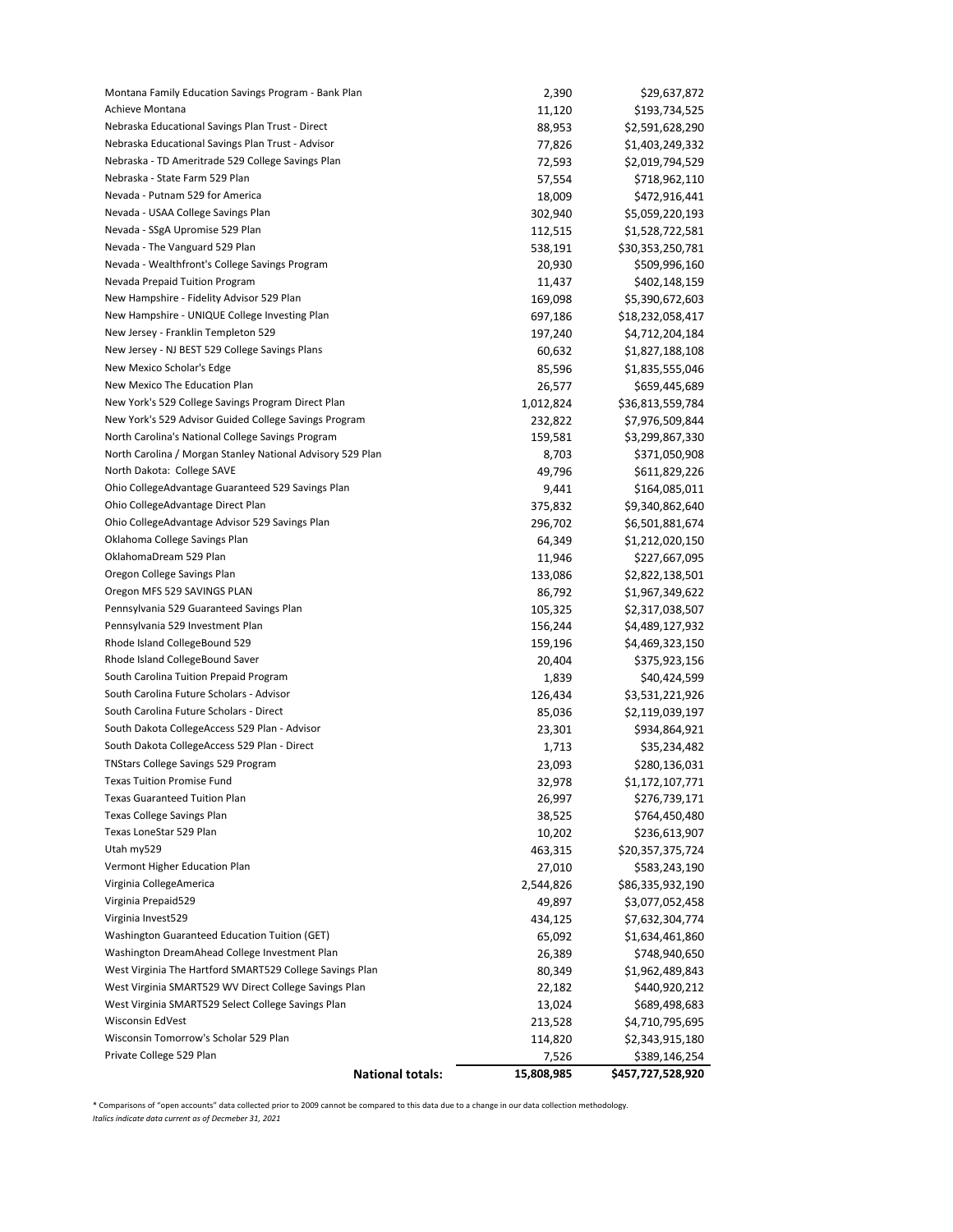| | | |
|---|---|---|
| Montana Family Education Savings Program - Bank Plan | 2,390 | $29,637,872 |
| Achieve Montana | 11,120 | $193,734,525 |
| Nebraska Educational Savings Plan Trust - Direct | 88,953 | $2,591,628,290 |
| Nebraska Educational Savings Plan Trust - Advisor | 77,826 | $1,403,249,332 |
| Nebraska - TD Ameritrade 529 College Savings Plan | 72,593 | $2,019,794,529 |
| Nebraska - State Farm 529 Plan | 57,554 | $718,962,110 |
| Nevada - Putnam 529 for America | 18,009 | $472,916,441 |
| Nevada - USAA College Savings Plan | 302,940 | $5,059,220,193 |
| Nevada - SSgA Upromise 529 Plan | 112,515 | $1,528,722,581 |
| Nevada - The Vanguard 529 Plan | 538,191 | $30,353,250,781 |
| Nevada - Wealthfront's College Savings Program | 20,930 | $509,996,160 |
| Nevada Prepaid Tuition Program | 11,437 | $402,148,159 |
| New Hampshire - Fidelity Advisor 529 Plan | 169,098 | $5,390,672,603 |
| New Hampshire - UNIQUE College Investing Plan | 697,186 | $18,232,058,417 |
| New Jersey - Franklin Templeton 529 | 197,240 | $4,712,204,184 |
| New Jersey - NJ BEST 529 College Savings Plans | 60,632 | $1,827,188,108 |
| New Mexico Scholar's Edge | 85,596 | $1,835,555,046 |
| New Mexico The Education Plan | 26,577 | $659,445,689 |
| New York's 529 College Savings Program Direct Plan | 1,012,824 | $36,813,559,784 |
| New York's 529 Advisor Guided College Savings Program | 232,822 | $7,976,509,844 |
| North Carolina's National College Savings Program | 159,581 | $3,299,867,330 |
| North Carolina / Morgan Stanley National Advisory 529 Plan | 8,703 | $371,050,908 |
| North Dakota: College SAVE | 49,796 | $611,829,226 |
| Ohio CollegeAdvantage Guaranteed 529 Savings Plan | 9,441 | $164,085,011 |
| Ohio CollegeAdvantage Direct Plan | 375,832 | $9,340,862,640 |
| Ohio CollegeAdvantage Advisor 529 Savings Plan | 296,702 | $6,501,881,674 |
| Oklahoma College Savings Plan | 64,349 | $1,212,020,150 |
| OklahomaDream 529 Plan | 11,946 | $227,667,095 |
| Oregon College Savings Plan | 133,086 | $2,822,138,501 |
| Oregon MFS 529 SAVINGS PLAN | 86,792 | $1,967,349,622 |
| Pennsylvania 529 Guaranteed Savings Plan | 105,325 | $2,317,038,507 |
| Pennsylvania 529 Investment Plan | 156,244 | $4,489,127,932 |
| Rhode Island CollegeBound 529 | 159,196 | $4,469,323,150 |
| Rhode Island CollegeBound Saver | 20,404 | $375,923,156 |
| South Carolina Tuition Prepaid Program | 1,839 | $40,424,599 |
| South Carolina Future Scholars - Advisor | 126,434 | $3,531,221,926 |
| South Carolina Future Scholars - Direct | 85,036 | $2,119,039,197 |
| South Dakota CollegeAccess 529 Plan - Advisor | 23,301 | $934,864,921 |
| South Dakota CollegeAccess 529 Plan - Direct | 1,713 | $35,234,482 |
| TNStars College Savings 529 Program | 23,093 | $280,136,031 |
| Texas Tuition Promise Fund | 32,978 | $1,172,107,771 |
| Texas Guaranteed Tuition Plan | 26,997 | $276,739,171 |
| Texas College Savings Plan | 38,525 | $764,450,480 |
| Texas LoneStar 529 Plan | 10,202 | $236,613,907 |
| Utah my529 | 463,315 | $20,357,375,724 |
| Vermont Higher Education Plan | 27,010 | $583,243,190 |
| Virginia CollegeAmerica | 2,544,826 | $86,335,932,190 |
| Virginia Prepaid529 | 49,897 | $3,077,052,458 |
| Virginia Invest529 | 434,125 | $7,632,304,774 |
| Washington Guaranteed Education Tuition (GET) | 65,092 | $1,634,461,860 |
| Washington DreamAhead College Investment Plan | 26,389 | $748,940,650 |
| West Virginia The Hartford SMART529 College Savings Plan | 80,349 | $1,962,489,843 |
| West Virginia SMART529 WV Direct College Savings Plan | 22,182 | $440,920,212 |
| West Virginia SMART529 Select College Savings Plan | 13,024 | $689,498,683 |
| Wisconsin EdVest | 213,528 | $4,710,795,695 |
| Wisconsin Tomorrow's Scholar 529 Plan | 114,820 | $2,343,915,180 |
| Private College 529 Plan | 7,526 | $389,146,254 |
| **National totals:** | **15,808,985** | **$457,727,528,920** |

* Comparisons of "open accounts" data collected prior to 2009 cannot be compared to this data due to a change in our data collection methodology.

*Italics indicate data current as of Decmeber 31, 2021*